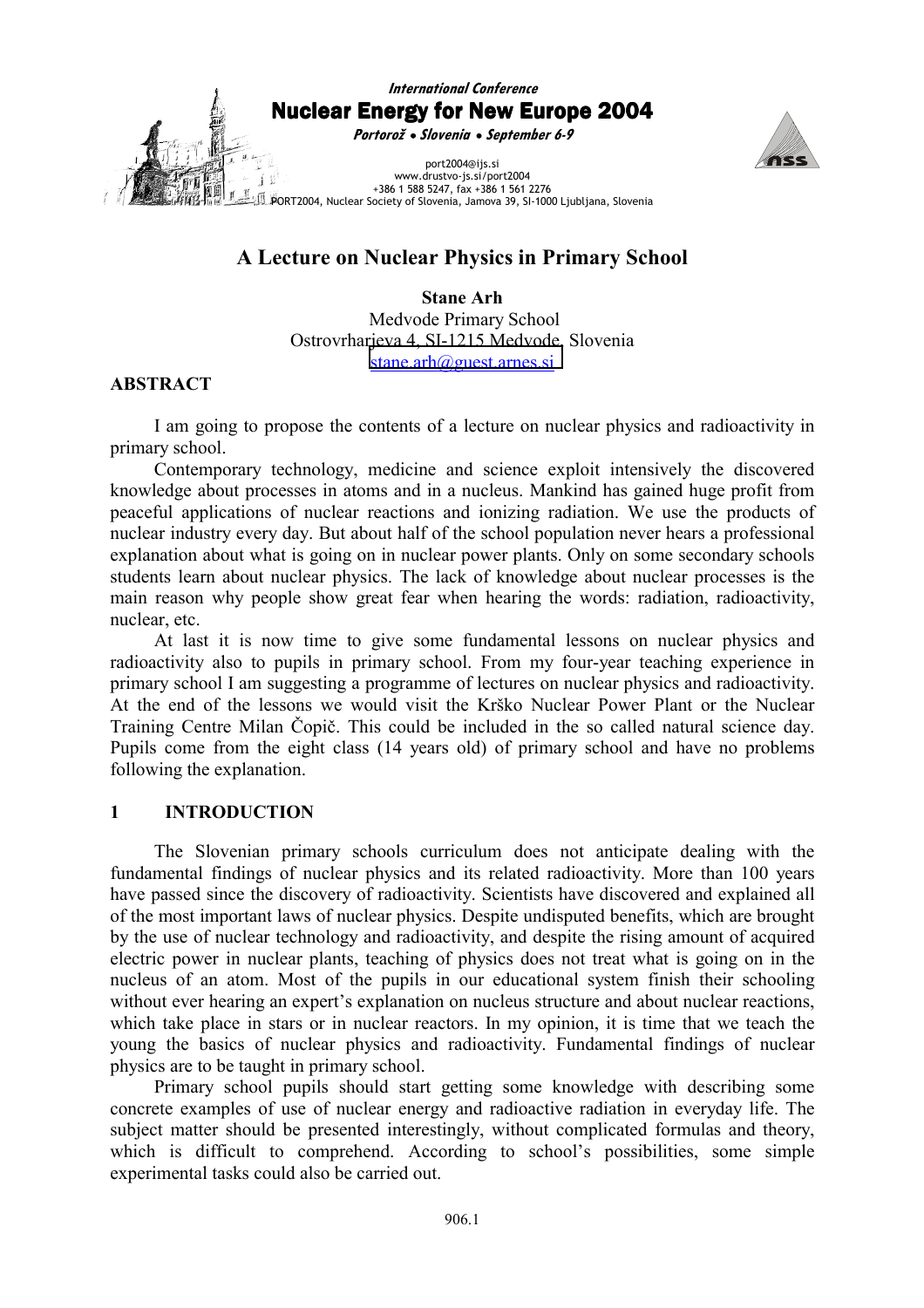International Conference
**Nuclear Energy for New Europe 2004**
*Portorož • Slovenia • September 6-9*

port2004@ijs.si
www.drustvo-js.si/port2004
+386 1 588 5247, fax +386 1 561 2276
PORT2004, Nuclear Society of Slovenia, Jamova 39, SI-1000 Ljubljana, Slovenia

# A Lecture on Nuclear Physics in Primary School

**Stane Arh**
Medvode Primary School
Ostrovrharjeva 4, SI-1215 Medvode, Slovenia
stane.arh@guest.arnes.si

## ABSTRACT

I am going to propose the contents of a lecture on nuclear physics and radioactivity in primary school.

Contemporary technology, medicine and science exploit intensively the discovered knowledge about processes in atoms and in a nucleus. Mankind has gained huge profit from peaceful applications of nuclear reactions and ionizing radiation. We use the products of nuclear industry every day. But about half of the school population never hears a professional explanation about what is going on in nuclear power plants. Only on some secondary schools students learn about nuclear physics. The lack of knowledge about nuclear processes is the main reason why people show great fear when hearing the words: radiation, radioactivity, nuclear, etc.

At last it is now time to give some fundamental lessons on nuclear physics and radioactivity also to pupils in primary school. From my four-year teaching experience in primary school I am suggesting a programme of lectures on nuclear physics and radioactivity. At the end of the lessons we would visit the Krško Nuclear Power Plant or the Nuclear Training Centre Milan Čopič. This could be included in the so called natural science day. Pupils come from the eight class (14 years old) of primary school and have no problems following the explanation.

## 1 INTRODUCTION

The Slovenian primary schools curriculum does not anticipate dealing with the fundamental findings of nuclear physics and its related radioactivity. More than 100 years have passed since the discovery of radioactivity. Scientists have discovered and explained all of the most important laws of nuclear physics. Despite undisputed benefits, which are brought by the use of nuclear technology and radioactivity, and despite the rising amount of acquired electric power in nuclear plants, teaching of physics does not treat what is going on in the nucleus of an atom. Most of the pupils in our educational system finish their schooling without ever hearing an expert's explanation on nucleus structure and about nuclear reactions, which take place in stars or in nuclear reactors. In my opinion, it is time that we teach the young the basics of nuclear physics and radioactivity. Fundamental findings of nuclear physics are to be taught in primary school.

Primary school pupils should start getting some knowledge with describing some concrete examples of use of nuclear energy and radioactive radiation in everyday life. The subject matter should be presented interestingly, without complicated formulas and theory, which is difficult to comprehend. According to school's possibilities, some simple experimental tasks could also be carried out.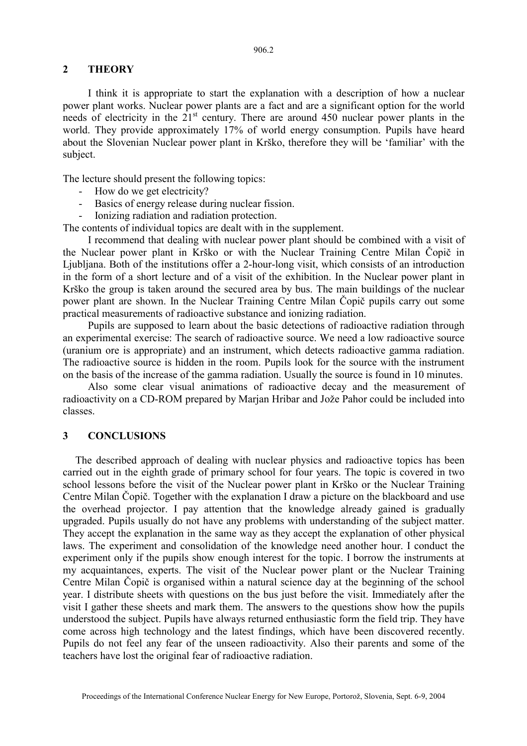## 2 THEORY

I think it is appropriate to start the explanation with a description of how a nuclear power plant works. Nuclear power plants are a fact and are a significant option for the world needs of electricity in the 21st century. There are around 450 nuclear power plants in the world. They provide approximately 17% of world energy consumption. Pupils have heard about the Slovenian Nuclear power plant in Krško, therefore they will be 'familiar' with the subject.

The lecture should present the following topics:

- How do we get electricity?
- Basics of energy release during nuclear fission.
- Ionizing radiation and radiation protection.

The contents of individual topics are dealt with in the supplement.

I recommend that dealing with nuclear power plant should be combined with a visit of the Nuclear power plant in Krško or with the Nuclear Training Centre Milan Čopič in Ljubljana. Both of the institutions offer a 2-hour-long visit, which consists of an introduction in the form of a short lecture and of a visit of the exhibition. In the Nuclear power plant in Krško the group is taken around the secured area by bus. The main buildings of the nuclear power plant are shown. In the Nuclear Training Centre Milan Čopič pupils carry out some practical measurements of radioactive substance and ionizing radiation.

Pupils are supposed to learn about the basic detections of radioactive radiation through an experimental exercise: The search of radioactive source. We need a low radioactive source (uranium ore is appropriate) and an instrument, which detects radioactive gamma radiation. The radioactive source is hidden in the room. Pupils look for the source with the instrument on the basis of the increase of the gamma radiation. Usually the source is found in 10 minutes.

Also some clear visual animations of radioactive decay and the measurement of radioactivity on a CD-ROM prepared by Marjan Hribar and Jože Pahor could be included into classes.

## 3 CONCLUSIONS

The described approach of dealing with nuclear physics and radioactive topics has been carried out in the eighth grade of primary school for four years. The topic is covered in two school lessons before the visit of the Nuclear power plant in Krško or the Nuclear Training Centre Milan Čopič. Together with the explanation I draw a picture on the blackboard and use the overhead projector. I pay attention that the knowledge already gained is gradually upgraded. Pupils usually do not have any problems with understanding of the subject matter. They accept the explanation in the same way as they accept the explanation of other physical laws. The experiment and consolidation of the knowledge need another hour. I conduct the experiment only if the pupils show enough interest for the topic. I borrow the instruments at my acquaintances, experts. The visit of the Nuclear power plant or the Nuclear Training Centre Milan Čopič is organised within a natural science day at the beginning of the school year. I distribute sheets with questions on the bus just before the visit. Immediately after the visit I gather these sheets and mark them. The answers to the questions show how the pupils understood the subject. Pupils have always returned enthusiastic form the field trip. They have come across high technology and the latest findings, which have been discovered recently. Pupils do not feel any fear of the unseen radioactivity. Also their parents and some of the teachers have lost the original fear of radioactive radiation.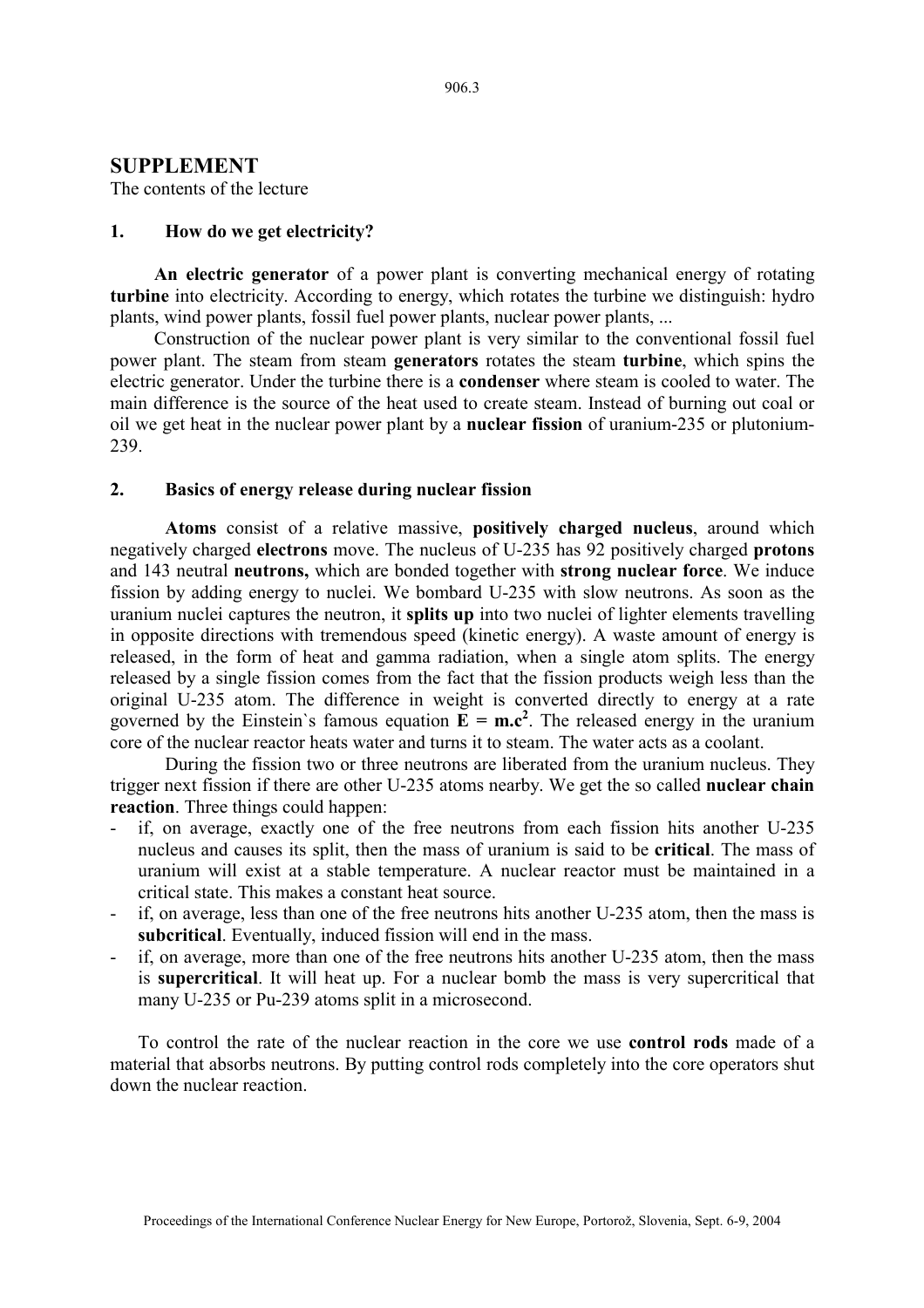## SUPPLEMENT

The contents of the lecture

### 1. How do we get electricity?

**An electric generator** of a power plant is converting mechanical energy of rotating **turbine** into electricity. According to energy, which rotates the turbine we distinguish: hydro plants, wind power plants, fossil fuel power plants, nuclear power plants, ...

Construction of the nuclear power plant is very similar to the conventional fossil fuel power plant. The steam from steam **generators** rotates the steam **turbine**, which spins the electric generator. Under the turbine there is a **condenser** where steam is cooled to water. The main difference is the source of the heat used to create steam. Instead of burning out coal or oil we get heat in the nuclear power plant by a **nuclear fission** of uranium-235 or plutonium-239.

### 2. Basics of energy release during nuclear fission

**Atoms** consist of a relative massive, **positively charged nucleus**, around which negatively charged **electrons** move. The nucleus of U-235 has 92 positively charged **protons** and 143 neutral **neutrons,** which are bonded together with **strong nuclear force**. We induce fission by adding energy to nuclei. We bombard U-235 with slow neutrons. As soon as the uranium nuclei captures the neutron, it **splits up** into two nuclei of lighter elements travelling in opposite directions with tremendous speed (kinetic energy). A waste amount of energy is released, in the form of heat and gamma radiation, when a single atom splits. The energy released by a single fission comes from the fact that the fission products weigh less than the original U-235 atom. The difference in weight is converted directly to energy at a rate governed by the Einstein`s famous equation $\mathbf{E = m.c^2}$. The released energy in the uranium core of the nuclear reactor heats water and turns it to steam. The water acts as a coolant.

During the fission two or three neutrons are liberated from the uranium nucleus. They trigger next fission if there are other U-235 atoms nearby. We get the so called **nuclear chain reaction**. Three things could happen:

- if, on average, exactly one of the free neutrons from each fission hits another U-235 nucleus and causes its split, then the mass of uranium is said to be **critical**. The mass of uranium will exist at a stable temperature. A nuclear reactor must be maintained in a critical state. This makes a constant heat source.
- if, on average, less than one of the free neutrons hits another U-235 atom, then the mass is **subcritical**. Eventually, induced fission will end in the mass.
- if, on average, more than one of the free neutrons hits another U-235 atom, then the mass is **supercritical**. It will heat up. For a nuclear bomb the mass is very supercritical that many U-235 or Pu-239 atoms split in a microsecond.

To control the rate of the nuclear reaction in the core we use **control rods** made of a material that absorbs neutrons. By putting control rods completely into the core operators shut down the nuclear reaction.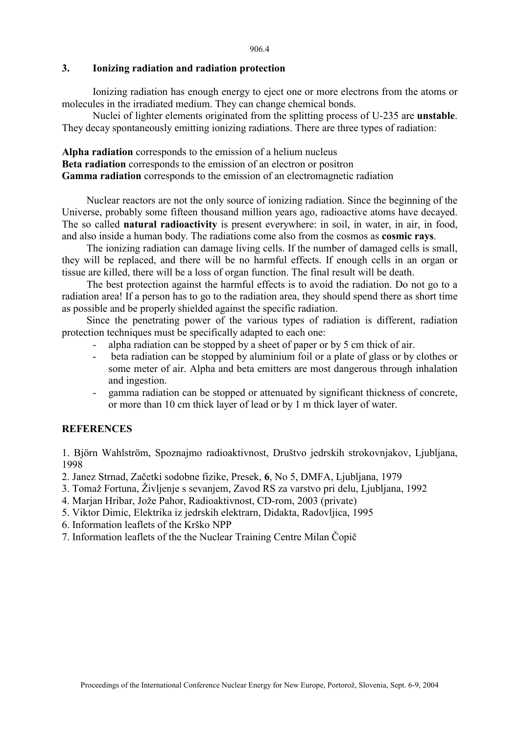## 3. Ionizing radiation and radiation protection

Ionizing radiation has enough energy to eject one or more electrons from the atoms or molecules in the irradiated medium. They can change chemical bonds.

Nuclei of lighter elements originated from the splitting process of U-235 are **unstable**. They decay spontaneously emitting ionizing radiations. There are three types of radiation:

**Alpha radiation** corresponds to the emission of a helium nucleus
**Beta radiation** corresponds to the emission of an electron or positron
**Gamma radiation** corresponds to the emission of an electromagnetic radiation

Nuclear reactors are not the only source of ionizing radiation. Since the beginning of the Universe, probably some fifteen thousand million years ago, radioactive atoms have decayed. The so called **natural radioactivity** is present everywhere: in soil, in water, in air, in food, and also inside a human body. The radiations come also from the cosmos as **cosmic rays**.

The ionizing radiation can damage living cells. If the number of damaged cells is small, they will be replaced, and there will be no harmful effects. If enough cells in an organ or tissue are killed, there will be a loss of organ function. The final result will be death.

The best protection against the harmful effects is to avoid the radiation. Do not go to a radiation area! If a person has to go to the radiation area, they should spend there as short time as possible and be properly shielded against the specific radiation.

Since the penetrating power of the various types of radiation is different, radiation protection techniques must be specifically adapted to each one:

- alpha radiation can be stopped by a sheet of paper or by 5 cm thick of air.
- beta radiation can be stopped by aluminium foil or a plate of glass or by clothes or some meter of air. Alpha and beta emitters are most dangerous through inhalation and ingestion.
- gamma radiation can be stopped or attenuated by significant thickness of concrete, or more than 10 cm thick layer of lead or by 1 m thick layer of water.

## REFERENCES

1. Björn Wahlström, Spoznajmo radioaktivnost, Društvo jedrskih strokovnjakov, Ljubljana, 1998
2. Janez Strnad, Začetki sodobne fizike, Presek, **6**, No 5, DMFA, Ljubljana, 1979
3. Tomaž Fortuna, Življenje s sevanjem, Zavod RS za varstvo pri delu, Ljubljana, 1992
4. Marjan Hribar, Jože Pahor, Radioaktivnost, CD-rom, 2003 (private)
5. Viktor Dimic, Elektrika iz jedrskih elektrarn, Didakta, Radovljica, 1995
6. Information leaflets of the Krško NPP
7. Information leaflets of the the Nuclear Training Centre Milan Čopič